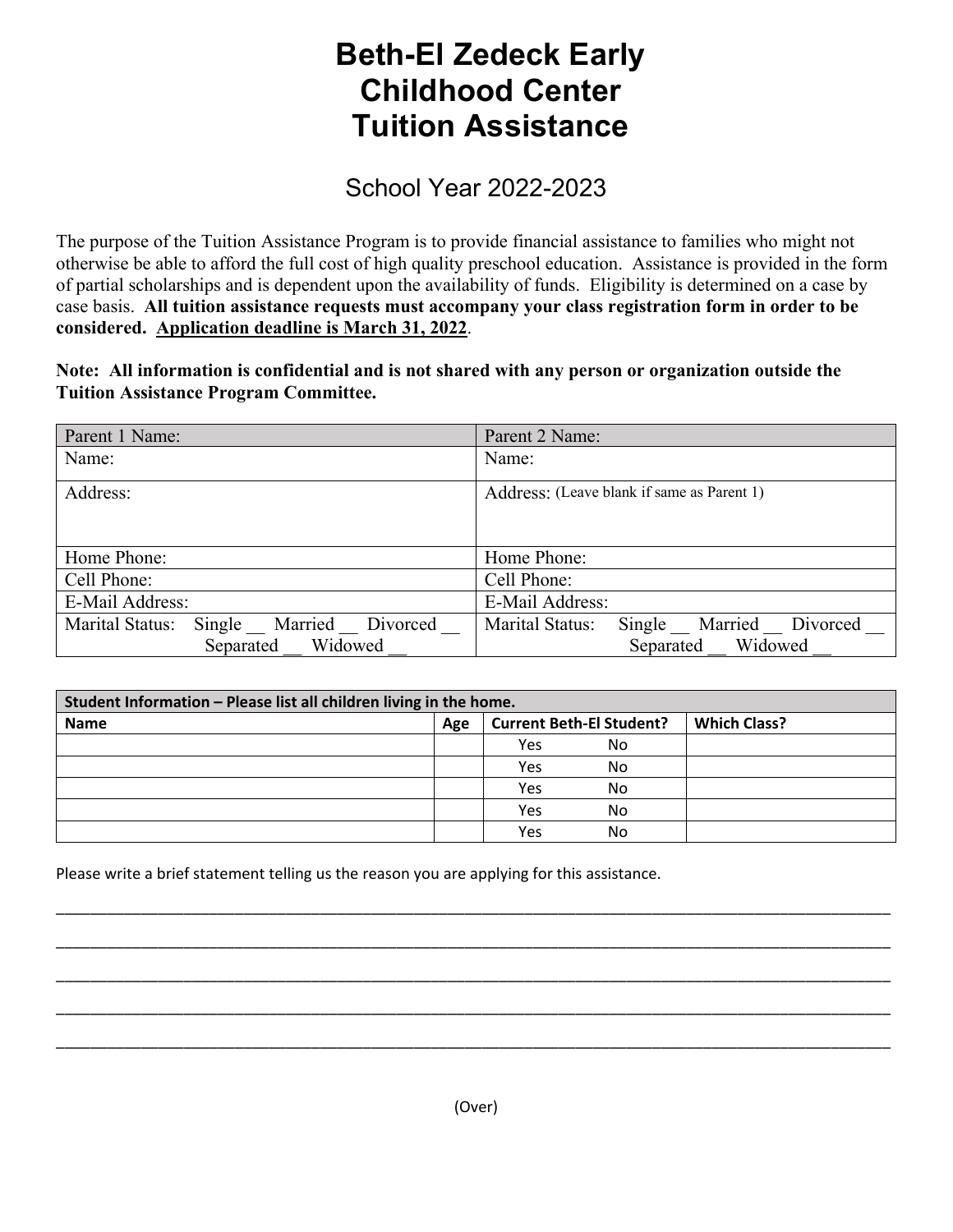# Beth-El Zedeck Early Childhood Center Tuition Assistance

## School Year 2022-2023

The purpose of the Tuition Assistance Program is to provide financial assistance to families who might not otherwise be able to afford the full cost of high quality preschool education. Assistance is provided in the form of partial scholarships and is dependent upon the availability of funds. Eligibility is determined on a case by case basis. **All tuition assistance requests must accompany your class registration form in order to be considered. Application deadline is March 31, 2022**.

**Note: All information is confidential and is not shared with any person or organization outside the Tuition Assistance Program Committee.**

| Parent 1 Name: | Parent 2 Name: |
|---|---|
| Name: | Name: |
| Address: | Address: (Leave blank if same as Parent 1) |
| Home Phone: | Home Phone: |
| Cell Phone: | Cell Phone: |
| E-Mail Address: | E-Mail Address: |
| Marital Status: Single __ Married __ Divorced __ Separated __ Widowed __ | Marital Status: Single __ Married __ Divorced __ Separated __ Widowed __ |

| Student Information – Please list all children living in the home. | | | |
|---|---|---|---|
| **Name** | **Age** | **Current Beth-El Student?** | **Which Class?** |
| | | Yes No | |
| | | Yes No | |
| | | Yes No | |
| | | Yes No | |
| | | Yes No | |

Please write a brief statement telling us the reason you are applying for this assistance.

\_\_\_\_\_\_\_\_\_\_\_\_\_\_\_\_\_\_\_\_\_\_\_\_\_\_\_\_\_\_\_\_\_\_\_\_\_\_\_\_\_\_\_\_\_\_\_\_\_\_\_\_\_\_\_\_\_\_\_\_\_\_\_\_\_\_\_\_\_\_\_\_

\_\_\_\_\_\_\_\_\_\_\_\_\_\_\_\_\_\_\_\_\_\_\_\_\_\_\_\_\_\_\_\_\_\_\_\_\_\_\_\_\_\_\_\_\_\_\_\_\_\_\_\_\_\_\_\_\_\_\_\_\_\_\_\_\_\_\_\_\_\_\_\_

\_\_\_\_\_\_\_\_\_\_\_\_\_\_\_\_\_\_\_\_\_\_\_\_\_\_\_\_\_\_\_\_\_\_\_\_\_\_\_\_\_\_\_\_\_\_\_\_\_\_\_\_\_\_\_\_\_\_\_\_\_\_\_\_\_\_\_\_\_\_\_\_

\_\_\_\_\_\_\_\_\_\_\_\_\_\_\_\_\_\_\_\_\_\_\_\_\_\_\_\_\_\_\_\_\_\_\_\_\_\_\_\_\_\_\_\_\_\_\_\_\_\_\_\_\_\_\_\_\_\_\_\_\_\_\_\_\_\_\_\_\_\_\_\_

\_\_\_\_\_\_\_\_\_\_\_\_\_\_\_\_\_\_\_\_\_\_\_\_\_\_\_\_\_\_\_\_\_\_\_\_\_\_\_\_\_\_\_\_\_\_\_\_\_\_\_\_\_\_\_\_\_\_\_\_\_\_\_\_\_\_\_\_\_\_\_\_

(Over)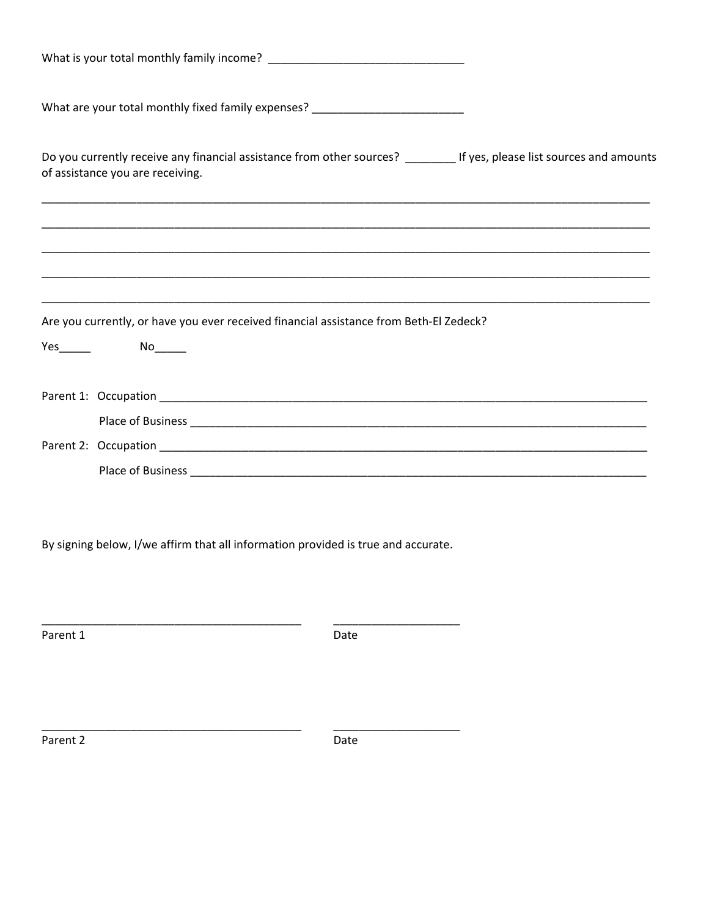What is your total monthly family income? _______________________________

What are your total monthly fixed family expenses? ________________________

Do you currently receive any financial assistance from other sources? ________ If yes, please list sources and amounts of assistance you are receiving.

_______________________________________________________________________________________________

_______________________________________________________________________________________________

_______________________________________________________________________________________________

_______________________________________________________________________________________________

_______________________________________________________________________________________________

Are you currently, or have you ever received financial assistance from Beth-El Zedeck?

Yes_____ No_____

Parent 1: Occupation ______________________________________________________________________________

Place of Business ___________________________________________________________________________

Parent 2: Occupation ______________________________________________________________________________

Place of Business ___________________________________________________________________________

By signing below, I/we affirm that all information provided is true and accurate.

_________________________________________ ____________________
Parent 1 Date

_________________________________________ ____________________
Parent 2 Date